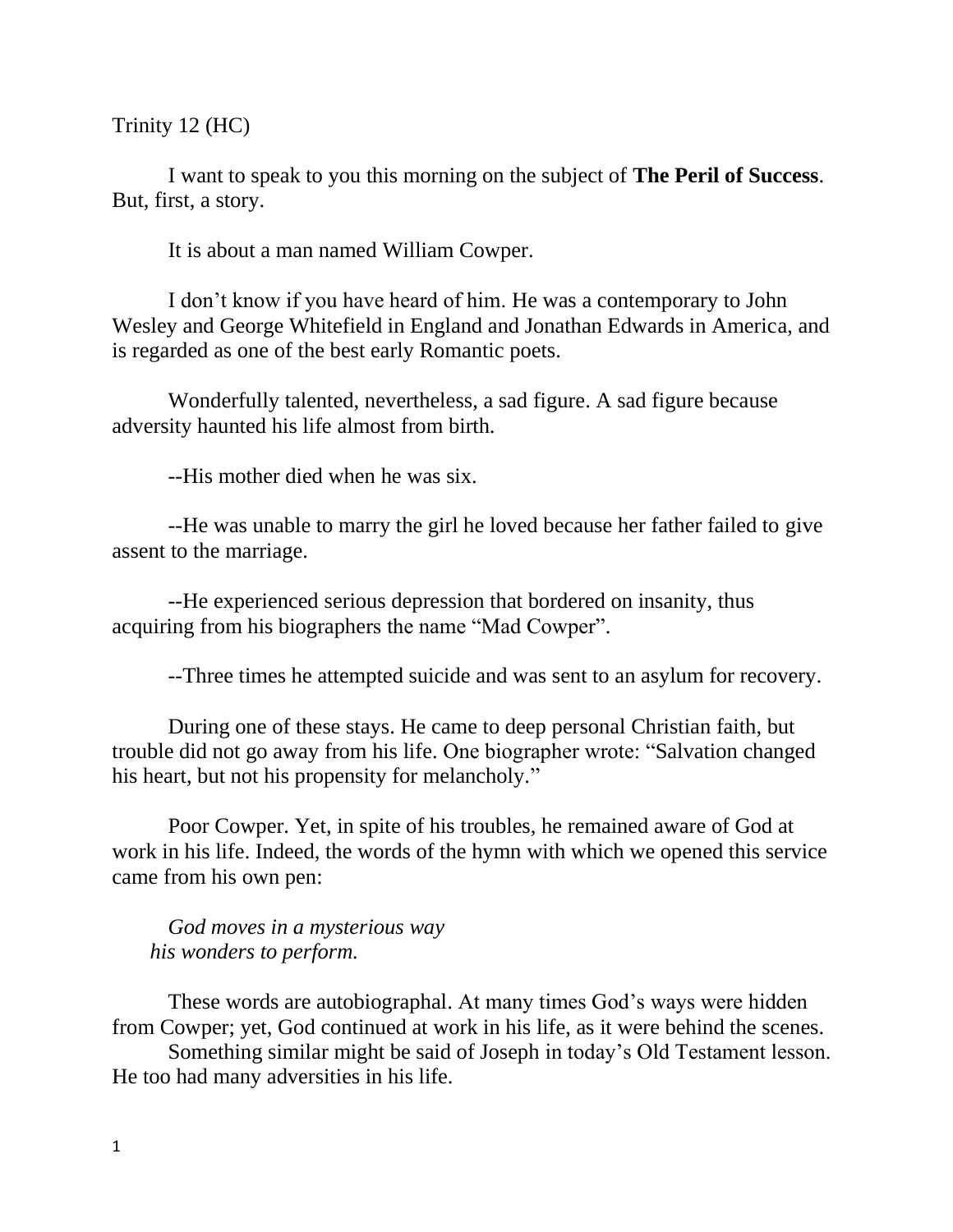Trinity 12 (HC)

I want to speak to you this morning on the subject of **The Peril of Success**. But, first, a story.

It is about a man named William Cowper.

I don't know if you have heard of him. He was a contemporary to John Wesley and George Whitefield in England and Jonathan Edwards in America, and is regarded as one of the best early Romantic poets.

Wonderfully talented, nevertheless, a sad figure. A sad figure because adversity haunted his life almost from birth.

--His mother died when he was six.

--He was unable to marry the girl he loved because her father failed to give assent to the marriage.

--He experienced serious depression that bordered on insanity, thus acquiring from his biographers the name "Mad Cowper".

--Three times he attempted suicide and was sent to an asylum for recovery.

During one of these stays. He came to deep personal Christian faith, but trouble did not go away from his life. One biographer wrote: "Salvation changed his heart, but not his propensity for melancholy."

Poor Cowper. Yet, in spite of his troubles, he remained aware of God at work in his life. Indeed, the words of the hymn with which we opened this service came from his own pen:

*God moves in a mysterious way*
*his wonders to perform.*

These words are autobiographal. At many times God's ways were hidden from Cowper; yet, God continued at work in his life, as it were behind the scenes.

Something similar might be said of Joseph in today's Old Testament lesson. He too had many adversities in his life.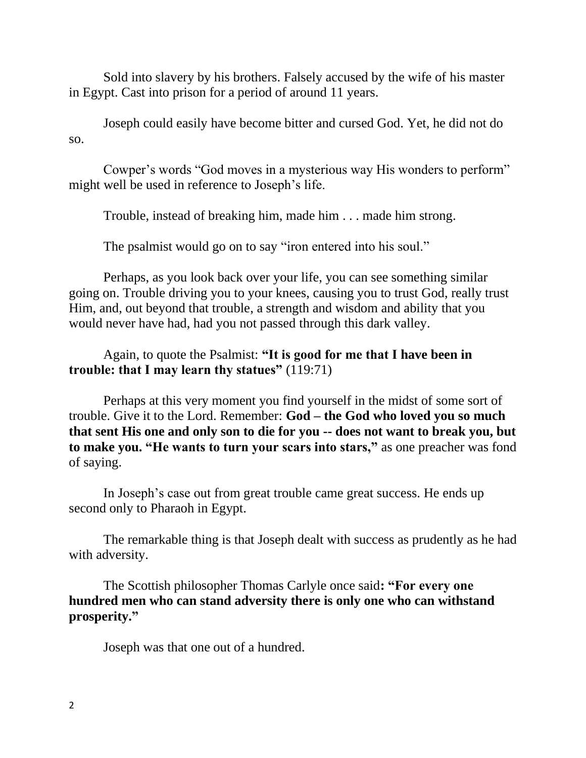Sold into slavery by his brothers. Falsely accused by the wife of his master in Egypt. Cast into prison for a period of around 11 years.

Joseph could easily have become bitter and cursed God. Yet, he did not do so.

Cowper's words "God moves in a mysterious way His wonders to perform" might well be used in reference to Joseph's life.

Trouble, instead of breaking him, made him . . . made him strong.

The psalmist would go on to say "iron entered into his soul."

Perhaps, as you look back over your life, you can see something similar going on. Trouble driving you to your knees, causing you to trust God, really trust Him, and, out beyond that trouble, a strength and wisdom and ability that you would never have had, had you not passed through this dark valley.

Again, to quote the Psalmist: **"It is good for me that I have been in trouble: that I may learn thy statues"** (119:71)

Perhaps at this very moment you find yourself in the midst of some sort of trouble. Give it to the Lord. Remember: **God – the God who loved you so much that sent His one and only son to die for you -- does not want to break you, but to make you. "He wants to turn your scars into stars,"** as one preacher was fond of saying.

In Joseph's case out from great trouble came great success. He ends up second only to Pharaoh in Egypt.

The remarkable thing is that Joseph dealt with success as prudently as he had with adversity.

The Scottish philosopher Thomas Carlyle once said**: "For every one hundred men who can stand adversity there is only one who can withstand prosperity."**

Joseph was that one out of a hundred.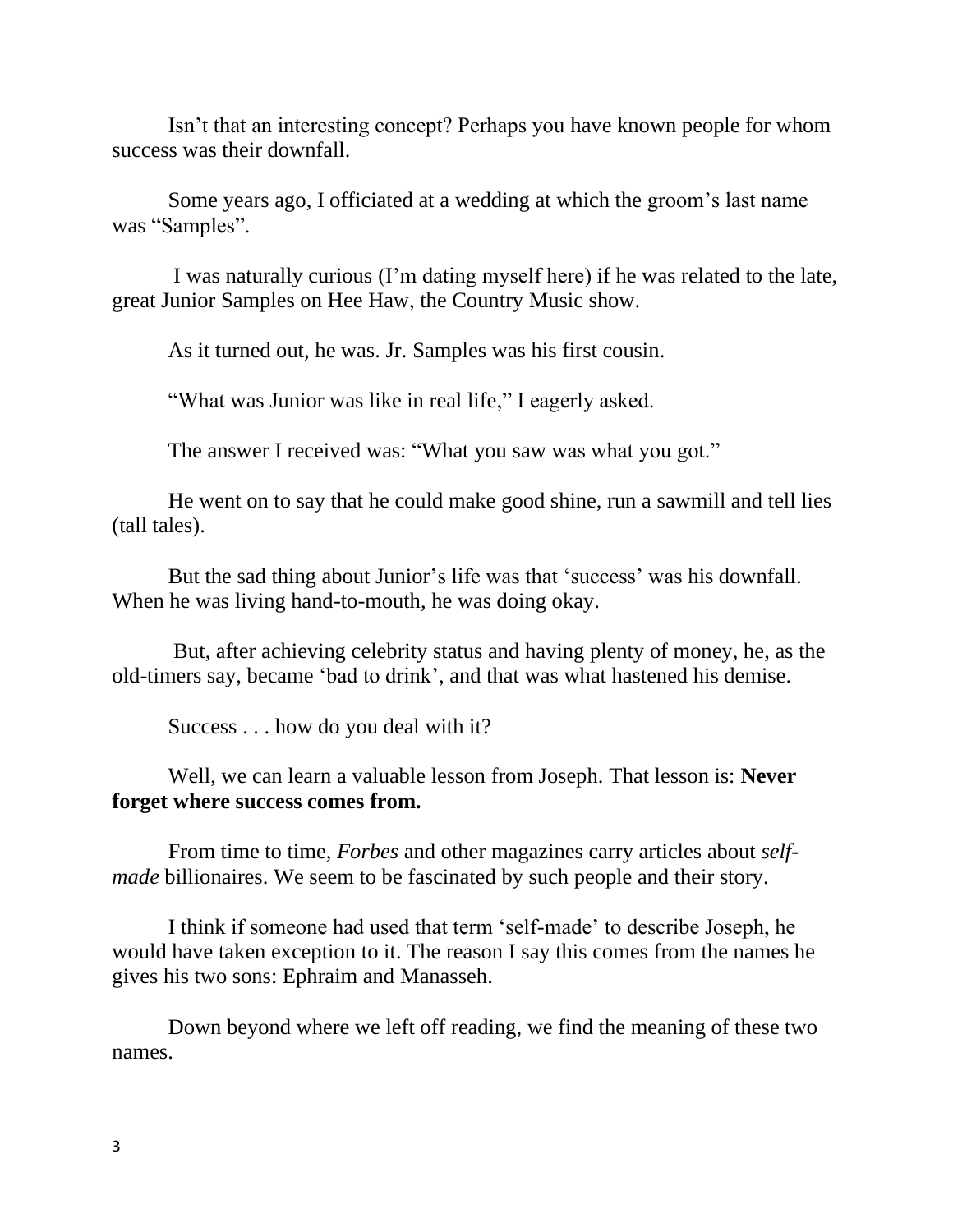Isn't that an interesting concept? Perhaps you have known people for whom success was their downfall.

Some years ago, I officiated at a wedding at which the groom's last name was "Samples".

I was naturally curious (I'm dating myself here) if he was related to the late, great Junior Samples on Hee Haw, the Country Music show.

As it turned out, he was. Jr. Samples was his first cousin.

"What was Junior was like in real life," I eagerly asked.

The answer I received was: "What you saw was what you got."

He went on to say that he could make good shine, run a sawmill and tell lies (tall tales).

But the sad thing about Junior's life was that 'success' was his downfall. When he was living hand-to-mouth, he was doing okay.

But, after achieving celebrity status and having plenty of money, he, as the old-timers say, became 'bad to drink', and that was what hastened his demise.

Success . . . how do you deal with it?

Well, we can learn a valuable lesson from Joseph. That lesson is: **Never forget where success comes from.**

From time to time, *Forbes* and other magazines carry articles about *self-made* billionaires. We seem to be fascinated by such people and their story.

I think if someone had used that term 'self-made' to describe Joseph, he would have taken exception to it. The reason I say this comes from the names he gives his two sons: Ephraim and Manasseh.

Down beyond where we left off reading, we find the meaning of these two names.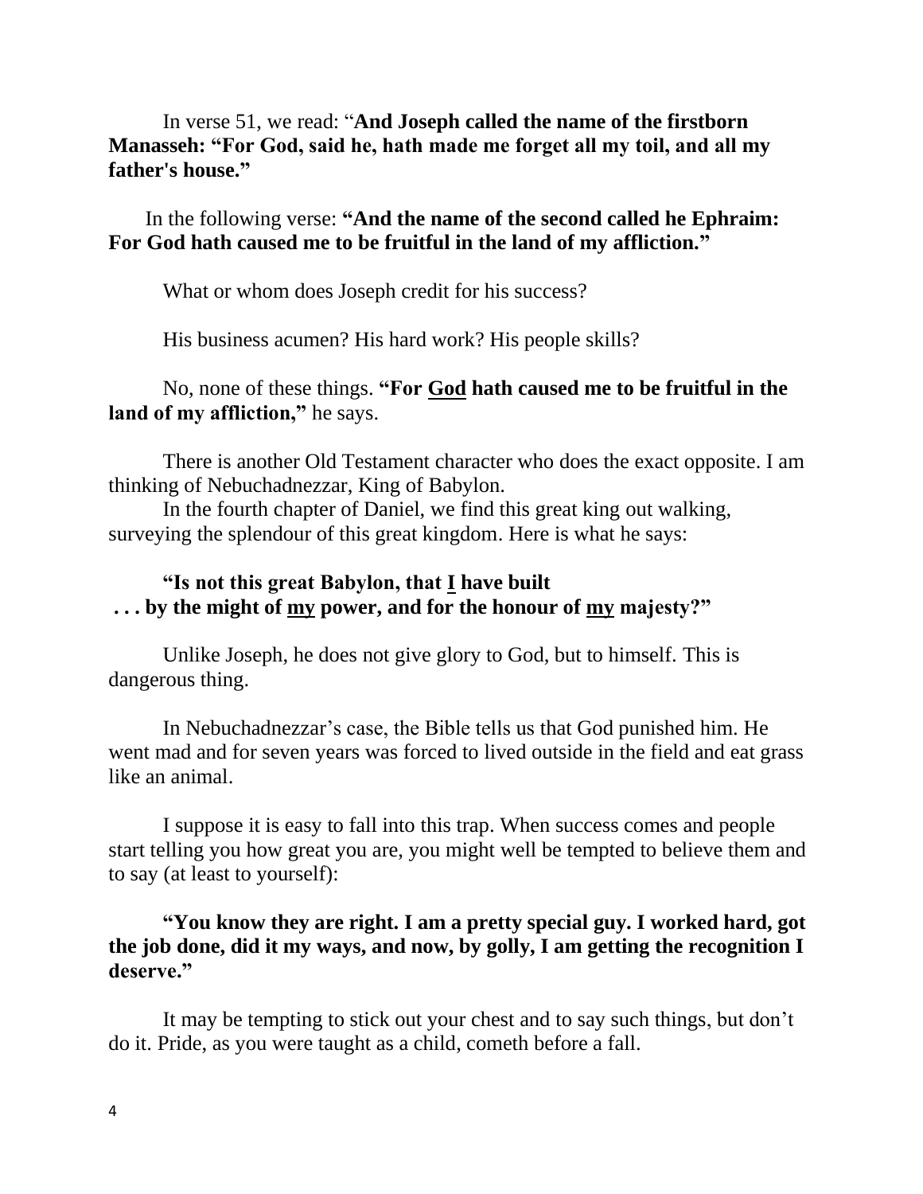In verse 51, we read: "**And Joseph called the name of the firstborn Manasseh: "For God, said he, hath made me forget all my toil, and all my father's house."**

In the following verse: **"And the name of the second called he Ephraim: For God hath caused me to be fruitful in the land of my affliction."**

What or whom does Joseph credit for his success?

His business acumen? His hard work? His people skills?

No, none of these things. **"For <u>God</u> hath caused me to be fruitful in the land of my affliction,"** he says.

There is another Old Testament character who does the exact opposite. I am thinking of Nebuchadnezzar, King of Babylon.

In the fourth chapter of Daniel, we find this great king out walking, surveying the splendour of this great kingdom. Here is what he says:

**"Is not this great Babylon, that <u>I</u> have built . . . by the might of <u>my</u> power, and for the honour of <u>my</u> majesty?"**

Unlike Joseph, he does not give glory to God, but to himself. This is dangerous thing.

In Nebuchadnezzar's case, the Bible tells us that God punished him. He went mad and for seven years was forced to lived outside in the field and eat grass like an animal.

I suppose it is easy to fall into this trap. When success comes and people start telling you how great you are, you might well be tempted to believe them and to say (at least to yourself):

**"You know they are right. I am a pretty special guy. I worked hard, got the job done, did it my ways, and now, by golly, I am getting the recognition I deserve."**

It may be tempting to stick out your chest and to say such things, but don't do it. Pride, as you were taught as a child, cometh before a fall.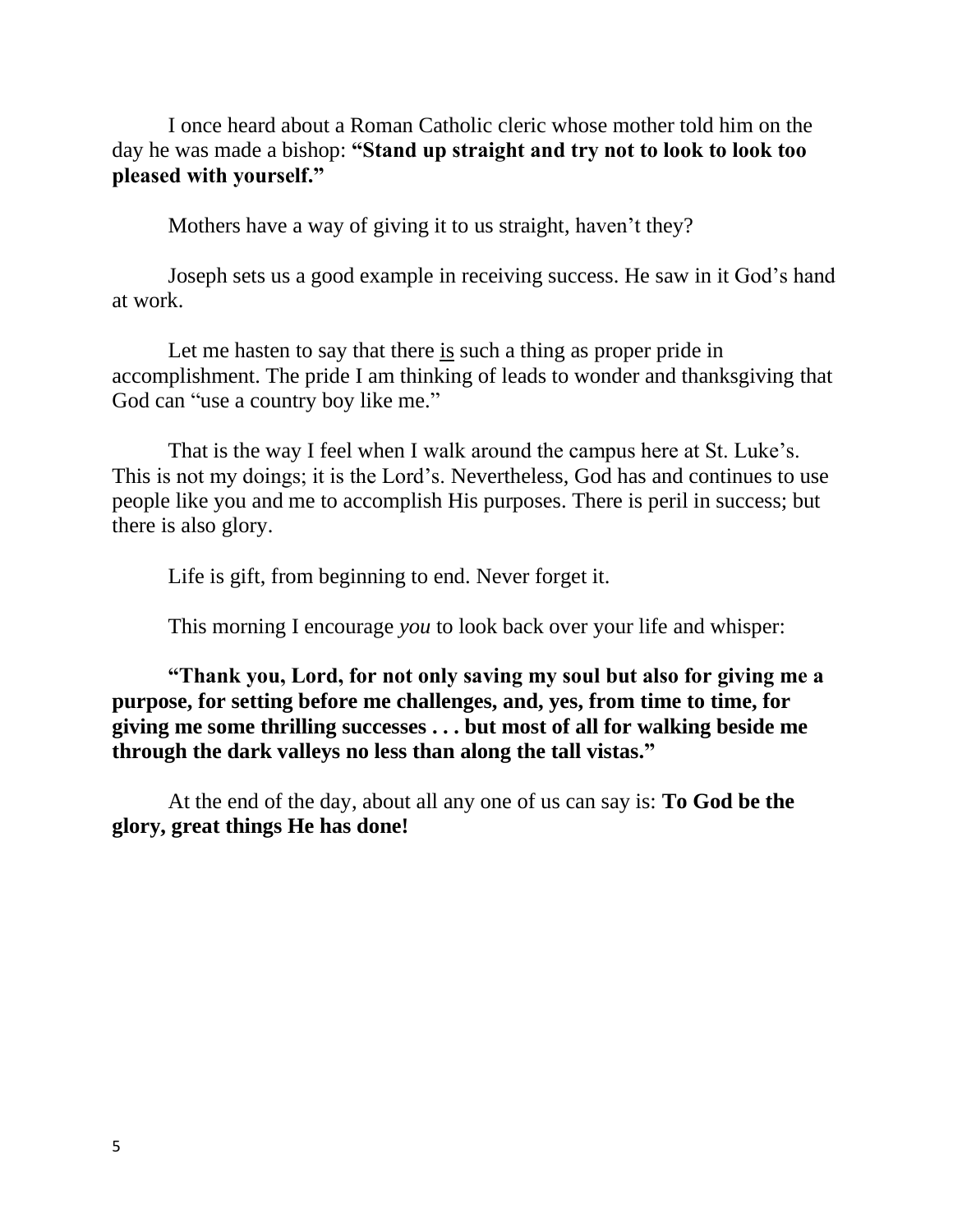I once heard about a Roman Catholic cleric whose mother told him on the day he was made a bishop: **"Stand up straight and try not to look to look too pleased with yourself."**

Mothers have a way of giving it to us straight, haven't they?

Joseph sets us a good example in receiving success. He saw in it God's hand at work.

Let me hasten to say that there <u>is</u> such a thing as proper pride in accomplishment. The pride I am thinking of leads to wonder and thanksgiving that God can "use a country boy like me."

That is the way I feel when I walk around the campus here at St. Luke's. This is not my doings; it is the Lord's. Nevertheless, God has and continues to use people like you and me to accomplish His purposes. There is peril in success; but there is also glory.

Life is gift, from beginning to end. Never forget it.

This morning I encourage *you* to look back over your life and whisper:

**"Thank you, Lord, for not only saving my soul but also for giving me a purpose, for setting before me challenges, and, yes, from time to time, for giving me some thrilling successes . . . but most of all for walking beside me through the dark valleys no less than along the tall vistas."**

At the end of the day, about all any one of us can say is: **To God be the glory, great things He has done!**